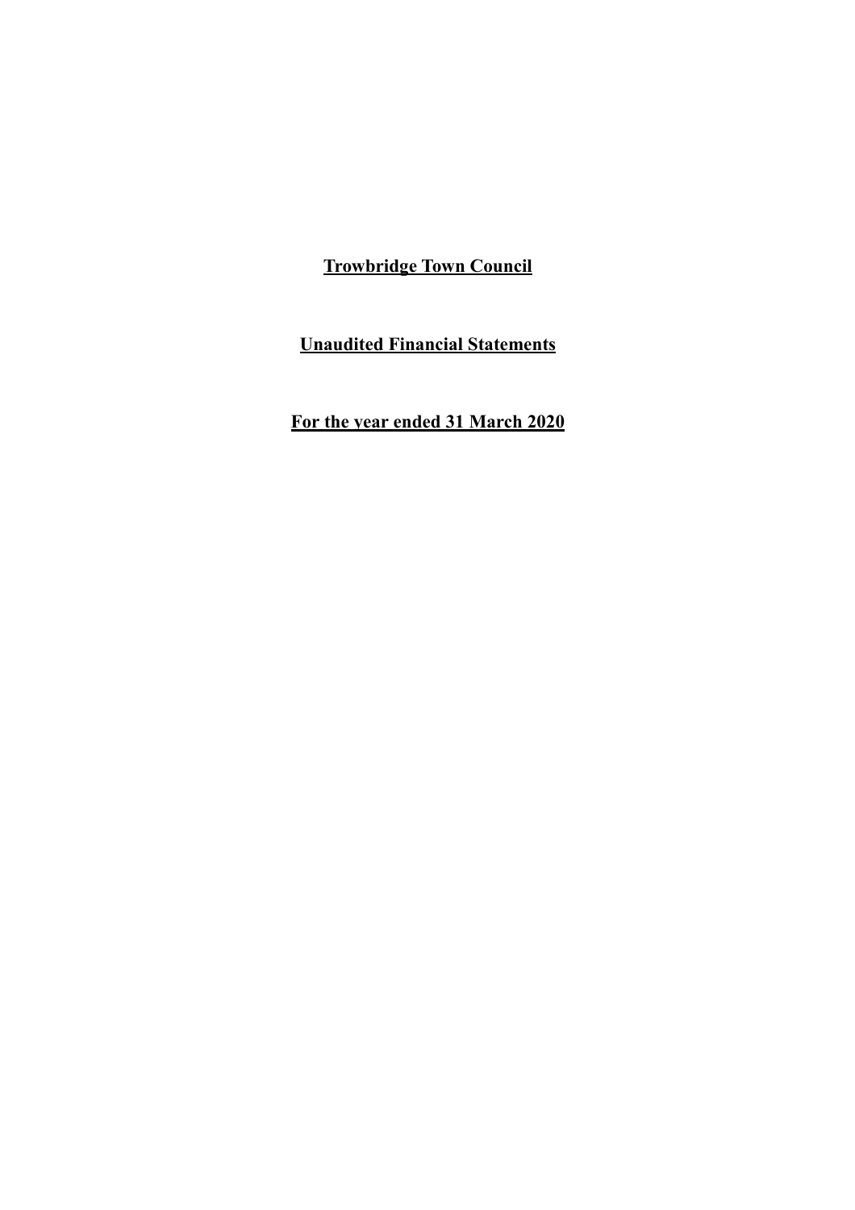# Trowbridge Town Council

## Unaudited Financial Statements

## For the year ended 31 March 2020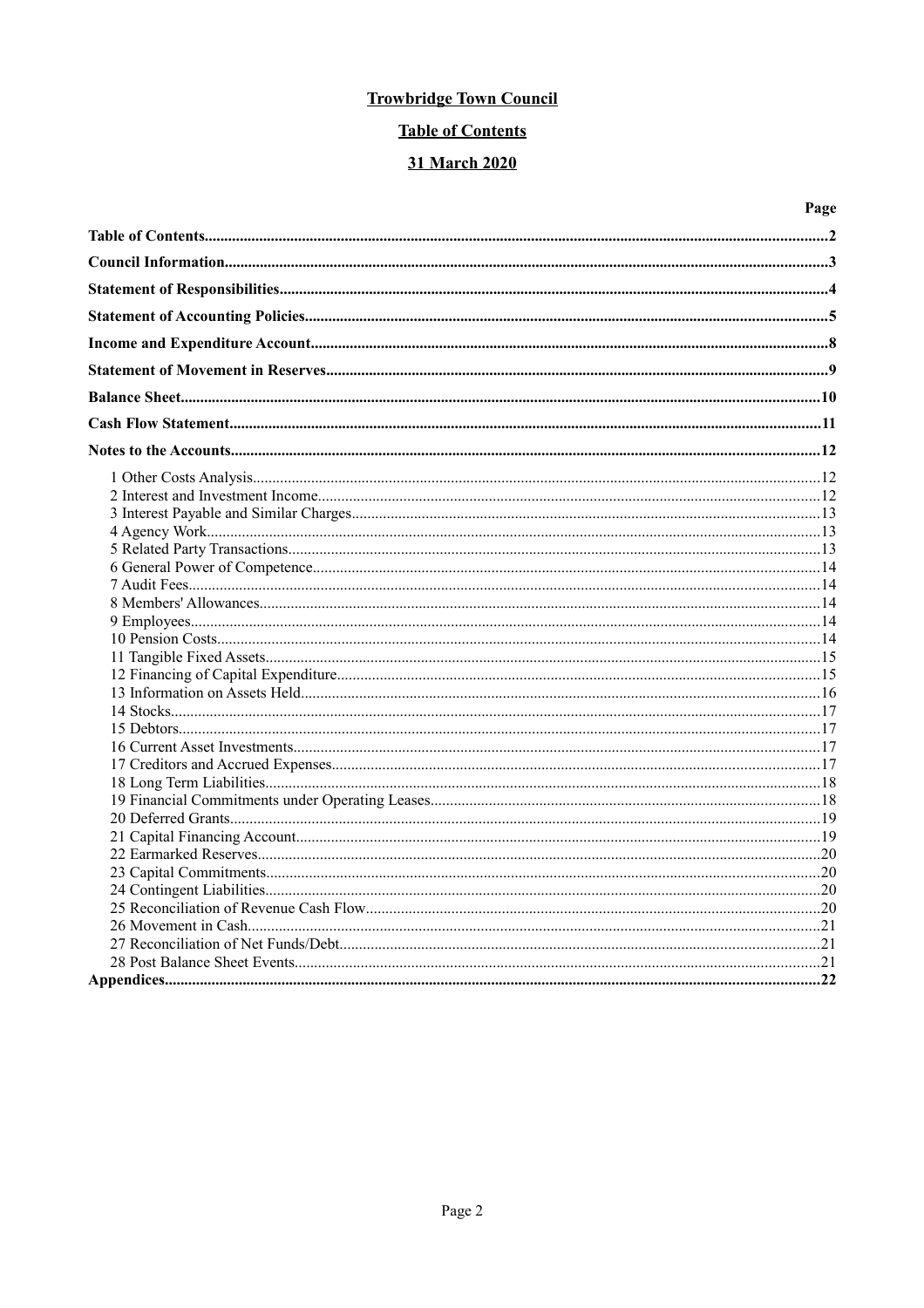# Trowbridge Town Council

## Table of Contents

## 31 March 2020

| | Page |
|---|---|
| **Table of Contents** | **2** |
| **Council Information** | **3** |
| **Statement of Responsibilities** | **4** |
| **Statement of Accounting Policies** | **5** |
| **Income and Expenditure Account** | **8** |
| **Statement of Movement in Reserves** | **9** |
| **Balance Sheet** | **10** |
| **Cash Flow Statement** | **11** |
| **Notes to the Accounts** | **12** |
| 1 Other Costs Analysis | 12 |
| 2 Interest and Investment Income | 12 |
| 3 Interest Payable and Similar Charges | 13 |
| 4 Agency Work | 13 |
| 5 Related Party Transactions | 13 |
| 6 General Power of Competence | 14 |
| 7 Audit Fees | 14 |
| 8 Members' Allowances | 14 |
| 9 Employees | 14 |
| 10 Pension Costs | 14 |
| 11 Tangible Fixed Assets | 15 |
| 12 Financing of Capital Expenditure | 15 |
| 13 Information on Assets Held | 16 |
| 14 Stocks | 17 |
| 15 Debtors | 17 |
| 16 Current Asset Investments | 17 |
| 17 Creditors and Accrued Expenses | 17 |
| 18 Long Term Liabilities | 18 |
| 19 Financial Commitments under Operating Leases | 18 |
| 20 Deferred Grants | 19 |
| 21 Capital Financing Account | 19 |
| 22 Earmarked Reserves | 20 |
| 23 Capital Commitments | 20 |
| 24 Contingent Liabilities | 20 |
| 25 Reconciliation of Revenue Cash Flow | 20 |
| 26 Movement in Cash | 21 |
| 27 Reconciliation of Net Funds/Debt | 21 |
| 28 Post Balance Sheet Events | 21 |
| **Appendices** | **22** |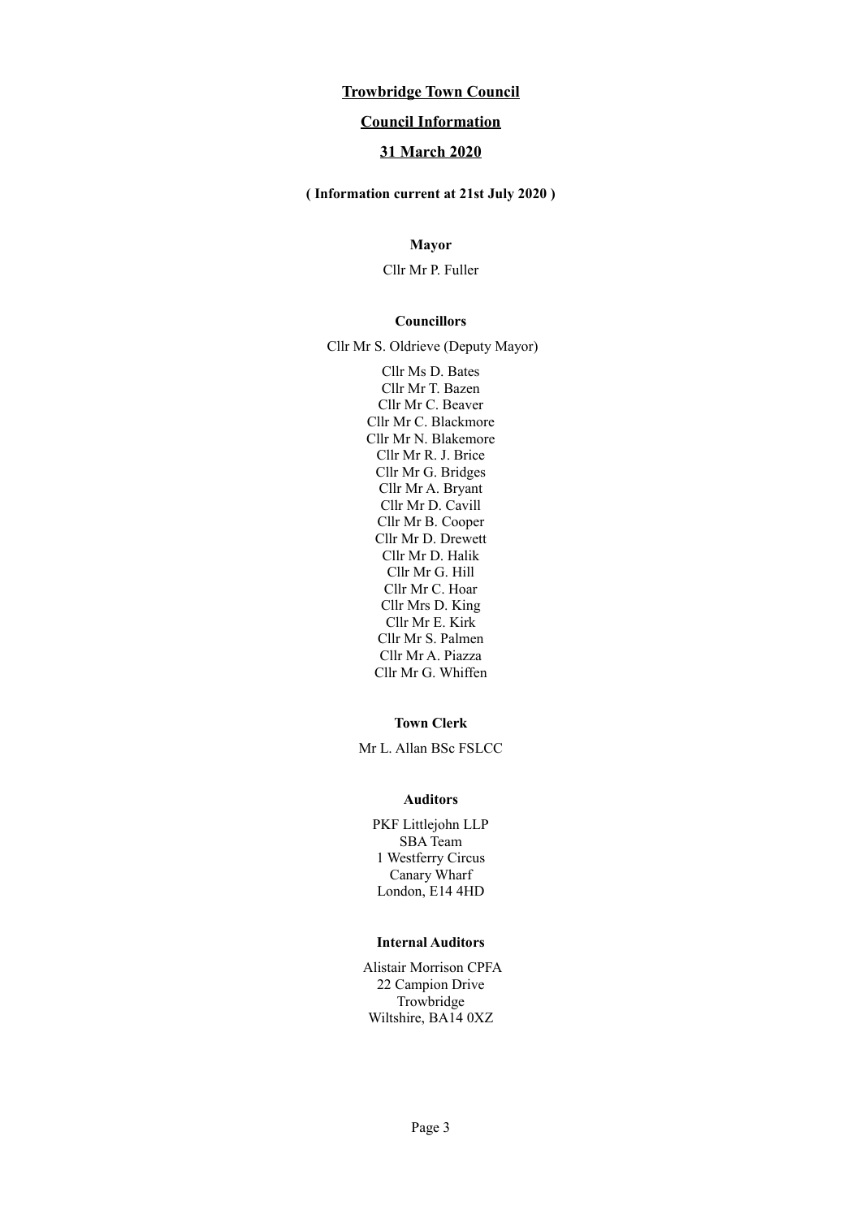# Trowbridge Town Council

## Council Information

## 31 March 2020

**( Information current at 21st July 2020 )**

**Mayor**

Cllr Mr P. Fuller

**Councillors**

Cllr Mr S. Oldrieve (Deputy Mayor)

Cllr Ms D. Bates
Cllr Mr T. Bazen
Cllr Mr C. Beaver
Cllr Mr C. Blackmore
Cllr Mr N. Blakemore
Cllr Mr R. J. Brice
Cllr Mr G. Bridges
Cllr Mr A. Bryant
Cllr Mr D. Cavill
Cllr Mr B. Cooper
Cllr Mr D. Drewett
Cllr Mr D. Halik
Cllr Mr G. Hill
Cllr Mr C. Hoar
Cllr Mrs D. King
Cllr Mr E. Kirk
Cllr Mr S. Palmen
Cllr Mr A. Piazza
Cllr Mr G. Whiffen

**Town Clerk**

Mr L. Allan BSc FSLCC

**Auditors**

PKF Littlejohn LLP
SBA Team
1 Westferry Circus
Canary Wharf
London, E14 4HD

**Internal Auditors**

Alistair Morrison CPFA
22 Campion Drive
Trowbridge
Wiltshire, BA14 0XZ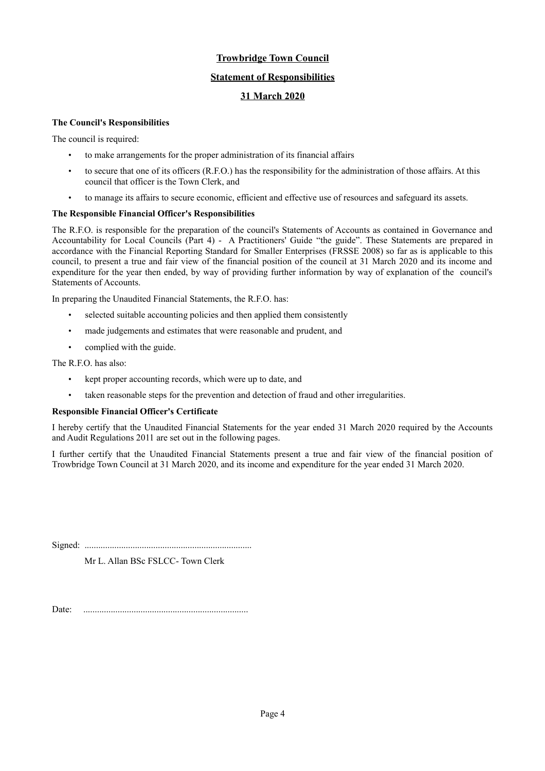# Trowbridge Town Council

## Statement of Responsibilities

## 31 March 2020

**The Council's Responsibilities**

The council is required:

- to make arrangements for the proper administration of its financial affairs
- to secure that one of its officers (R.F.O.) has the responsibility for the administration of those affairs. At this council that officer is the Town Clerk, and
- to manage its affairs to secure economic, efficient and effective use of resources and safeguard its assets.

**The Responsible Financial Officer's Responsibilities**

The R.F.O. is responsible for the preparation of the council's Statements of Accounts as contained in Governance and Accountability for Local Councils (Part 4) - A Practitioners' Guide "the guide". These Statements are prepared in accordance with the Financial Reporting Standard for Smaller Enterprises (FRSSE 2008) so far as is applicable to this council, to present a true and fair view of the financial position of the council at 31 March 2020 and its income and expenditure for the year then ended, by way of providing further information by way of explanation of the council's Statements of Accounts.

In preparing the Unaudited Financial Statements, the R.F.O. has:

- selected suitable accounting policies and then applied them consistently
- made judgements and estimates that were reasonable and prudent, and
- complied with the guide.

The R.F.O. has also:

- kept proper accounting records, which were up to date, and
- taken reasonable steps for the prevention and detection of fraud and other irregularities.

**Responsible Financial Officer's Certificate**

I hereby certify that the Unaudited Financial Statements for the year ended 31 March 2020 required by the Accounts and Audit Regulations 2011 are set out in the following pages.

I further certify that the Unaudited Financial Statements present a true and fair view of the financial position of Trowbridge Town Council at 31 March 2020, and its income and expenditure for the year ended 31 March 2020.

Signed: .........................................................................

Mr L. Allan BSc FSLCC- Town Clerk

Date: ........................................................................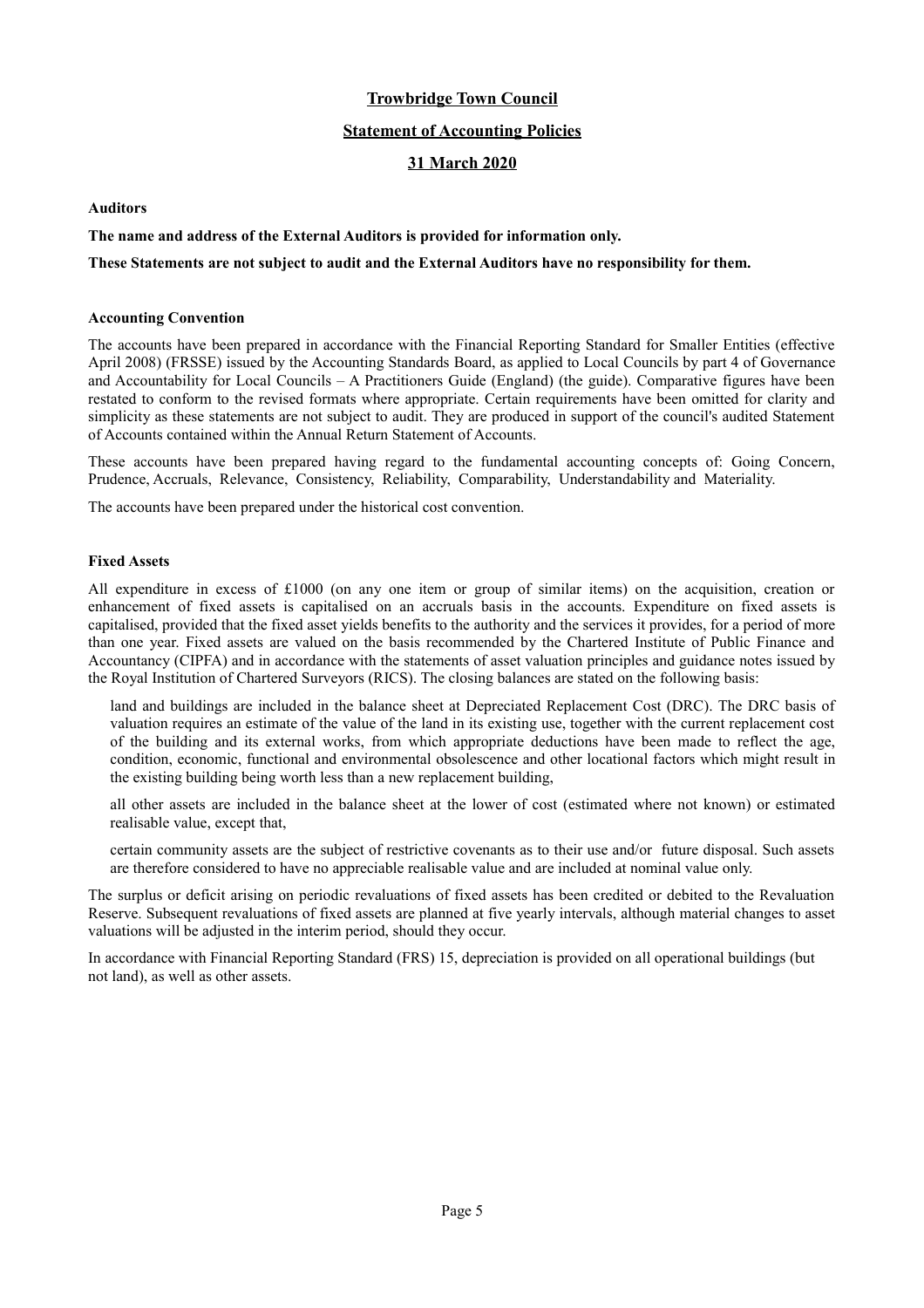# Trowbridge Town Council

## Statement of Accounting Policies

## 31 March 2020

**Auditors**

**The name and address of the External Auditors is provided for information only.**

**These Statements are not subject to audit and the External Auditors have no responsibility for them.**

**Accounting Convention**

The accounts have been prepared in accordance with the Financial Reporting Standard for Smaller Entities (effective April 2008) (FRSSE) issued by the Accounting Standards Board, as applied to Local Councils by part 4 of Governance and Accountability for Local Councils – A Practitioners Guide (England) (the guide). Comparative figures have been restated to conform to the revised formats where appropriate. Certain requirements have been omitted for clarity and simplicity as these statements are not subject to audit. They are produced in support of the council's audited Statement of Accounts contained within the Annual Return Statement of Accounts.

These accounts have been prepared having regard to the fundamental accounting concepts of: Going Concern, Prudence, Accruals, Relevance, Consistency, Reliability, Comparability, Understandability and Materiality.

The accounts have been prepared under the historical cost convention.

**Fixed Assets**

All expenditure in excess of £1000 (on any one item or group of similar items) on the acquisition, creation or enhancement of fixed assets is capitalised on an accruals basis in the accounts. Expenditure on fixed assets is capitalised, provided that the fixed asset yields benefits to the authority and the services it provides, for a period of more than one year. Fixed assets are valued on the basis recommended by the Chartered Institute of Public Finance and Accountancy (CIPFA) and in accordance with the statements of asset valuation principles and guidance notes issued by the Royal Institution of Chartered Surveyors (RICS). The closing balances are stated on the following basis:

land and buildings are included in the balance sheet at Depreciated Replacement Cost (DRC). The DRC basis of valuation requires an estimate of the value of the land in its existing use, together with the current replacement cost of the building and its external works, from which appropriate deductions have been made to reflect the age, condition, economic, functional and environmental obsolescence and other locational factors which might result in the existing building being worth less than a new replacement building,

all other assets are included in the balance sheet at the lower of cost (estimated where not known) or estimated realisable value, except that,

certain community assets are the subject of restrictive covenants as to their use and/or future disposal. Such assets are therefore considered to have no appreciable realisable value and are included at nominal value only.

The surplus or deficit arising on periodic revaluations of fixed assets has been credited or debited to the Revaluation Reserve. Subsequent revaluations of fixed assets are planned at five yearly intervals, although material changes to asset valuations will be adjusted in the interim period, should they occur.

In accordance with Financial Reporting Standard (FRS) 15, depreciation is provided on all operational buildings (but not land), as well as other assets.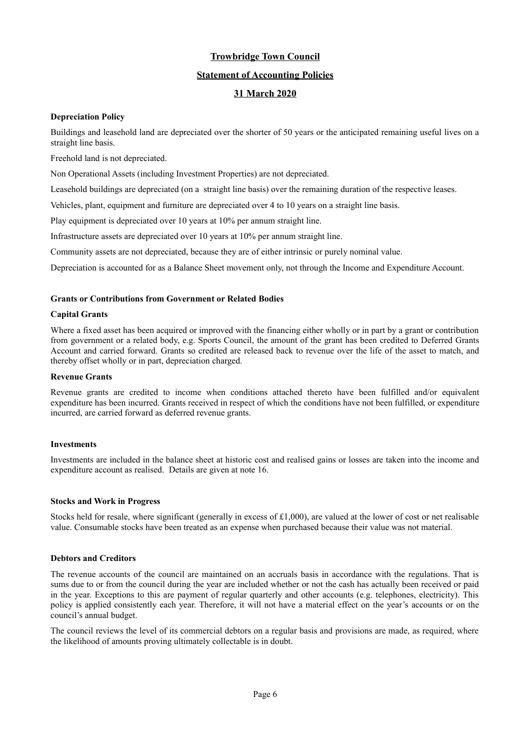# Trowbridge Town Council

## Statement of Accounting Policies

## 31 March 2020

**Depreciation Policy**

Buildings and leasehold land are depreciated over the shorter of 50 years or the anticipated remaining useful lives on a straight line basis.

Freehold land is not depreciated.

Non Operational Assets (including Investment Properties) are not depreciated.

Leasehold buildings are depreciated (on a straight line basis) over the remaining duration of the respective leases.

Vehicles, plant, equipment and furniture are depreciated over 4 to 10 years on a straight line basis.

Play equipment is depreciated over 10 years at 10% per annum straight line.

Infrastructure assets are depreciated over 10 years at 10% per annum straight line.

Community assets are not depreciated, because they are of either intrinsic or purely nominal value.

Depreciation is accounted for as a Balance Sheet movement only, not through the Income and Expenditure Account.

**Grants or Contributions from Government or Related Bodies**

**Capital Grants**

Where a fixed asset has been acquired or improved with the financing either wholly or in part by a grant or contribution from government or a related body, e.g. Sports Council, the amount of the grant has been credited to Deferred Grants Account and carried forward. Grants so credited are released back to revenue over the life of the asset to match, and thereby offset wholly or in part, depreciation charged.

**Revenue Grants**

Revenue grants are credited to income when conditions attached thereto have been fulfilled and/or equivalent expenditure has been incurred. Grants received in respect of which the conditions have not been fulfilled, or expenditure incurred, are carried forward as deferred revenue grants.

**Investments**

Investments are included in the balance sheet at historic cost and realised gains or losses are taken into the income and expenditure account as realised. Details are given at note 16.

**Stocks and Work in Progress**

Stocks held for resale, where significant (generally in excess of £1,000), are valued at the lower of cost or net realisable value. Consumable stocks have been treated as an expense when purchased because their value was not material.

**Debtors and Creditors**

The revenue accounts of the council are maintained on an accruals basis in accordance with the regulations. That is sums due to or from the council during the year are included whether or not the cash has actually been received or paid in the year. Exceptions to this are payment of regular quarterly and other accounts (e.g. telephones, electricity). This policy is applied consistently each year. Therefore, it will not have a material effect on the year's accounts or on the council's annual budget.

The council reviews the level of its commercial debtors on a regular basis and provisions are made, as required, where the likelihood of amounts proving ultimately collectable is in doubt.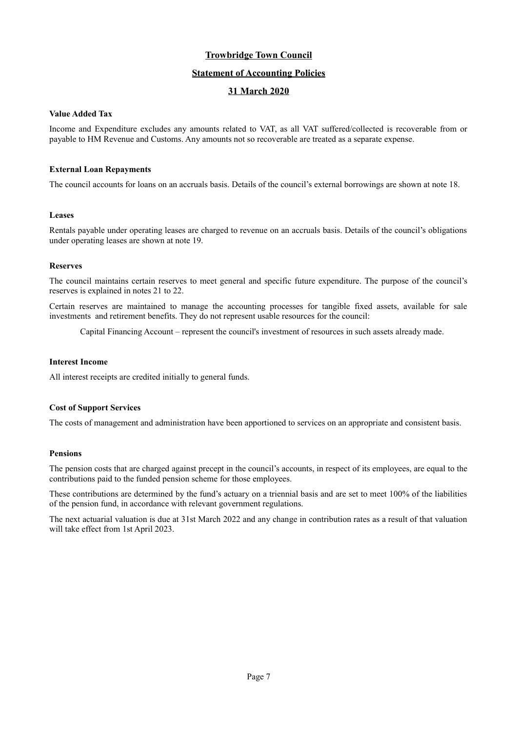# Trowbridge Town Council

## Statement of Accounting Policies

## 31 March 2020

**Value Added Tax**

Income and Expenditure excludes any amounts related to VAT, as all VAT suffered/collected is recoverable from or payable to HM Revenue and Customs. Any amounts not so recoverable are treated as a separate expense.

**External Loan Repayments**

The council accounts for loans on an accruals basis. Details of the council's external borrowings are shown at note 18.

**Leases**

Rentals payable under operating leases are charged to revenue on an accruals basis. Details of the council's obligations under operating leases are shown at note 19.

**Reserves**

The council maintains certain reserves to meet general and specific future expenditure. The purpose of the council's reserves is explained in notes 21 to 22.

Certain reserves are maintained to manage the accounting processes for tangible fixed assets, available for sale investments and retirement benefits. They do not represent usable resources for the council:

Capital Financing Account – represent the council's investment of resources in such assets already made.

**Interest Income**

All interest receipts are credited initially to general funds.

**Cost of Support Services**

The costs of management and administration have been apportioned to services on an appropriate and consistent basis.

**Pensions**

The pension costs that are charged against precept in the council's accounts, in respect of its employees, are equal to the contributions paid to the funded pension scheme for those employees.

These contributions are determined by the fund's actuary on a triennial basis and are set to meet 100% of the liabilities of the pension fund, in accordance with relevant government regulations.

The next actuarial valuation is due at 31st March 2022 and any change in contribution rates as a result of that valuation will take effect from 1st April 2023.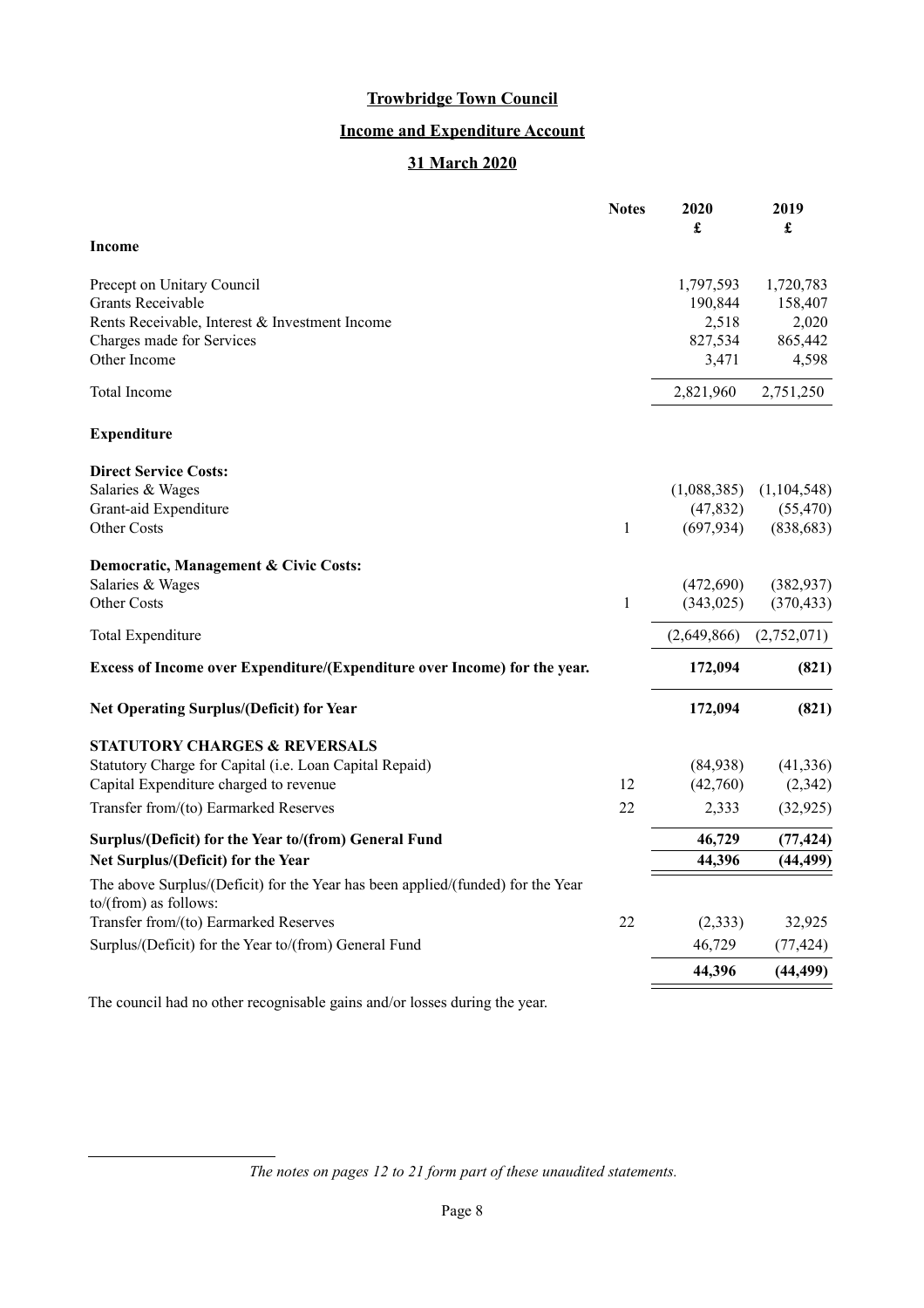**Trowbridge Town Council**

**Income and Expenditure Account**

**31 March 2020**

| | Notes | 2020 £ | 2019 £ |
|---|---|---|---|
| **Income** | | | |
| Precept on Unitary Council | | 1,797,593 | 1,720,783 |
| Grants Receivable | | 190,844 | 158,407 |
| Rents Receivable, Interest & Investment Income | | 2,518 | 2,020 |
| Charges made for Services | | 827,534 | 865,442 |
| Other Income | | 3,471 | 4,598 |
| Total Income | | 2,821,960 | 2,751,250 |
| **Expenditure** | | | |
| **Direct Service Costs:** | | | |
| Salaries & Wages | | (1,088,385) | (1,104,548) |
| Grant-aid Expenditure | | (47,832) | (55,470) |
| Other Costs | 1 | (697,934) | (838,683) |
| **Democratic, Management & Civic Costs:** | | | |
| Salaries & Wages | | (472,690) | (382,937) |
| Other Costs | 1 | (343,025) | (370,433) |
| Total Expenditure | | (2,649,866) | (2,752,071) |
| **Excess of Income over Expenditure/(Expenditure over Income) for the year.** | | **172,094** | **(821)** |
| **Net Operating Surplus/(Deficit) for Year** | | **172,094** | **(821)** |
| **STATUTORY CHARGES & REVERSALS** | | | |
| Statutory Charge for Capital (i.e. Loan Capital Repaid) | | (84,938) | (41,336) |
| Capital Expenditure charged to revenue | 12 | (42,760) | (2,342) |
| Transfer from/(to) Earmarked Reserves | 22 | 2,333 | (32,925) |
| **Surplus/(Deficit) for the Year to/(from) General Fund** | | **46,729** | **(77,424)** |
| **Net Surplus/(Deficit) for the Year** | | **44,396** | **(44,499)** |
| The above Surplus/(Deficit) for the Year has been applied/(funded) for the Year to/(from) as follows: | | | |
| Transfer from/(to) Earmarked Reserves | 22 | (2,333) | 32,925 |
| Surplus/(Deficit) for the Year to/(from) General Fund | | 46,729 | (77,424) |
| | | **44,396** | **(44,499)** |

The council had no other recognisable gains and/or losses during the year.

*The notes on pages 12 to 21 form part of these unaudited statements.*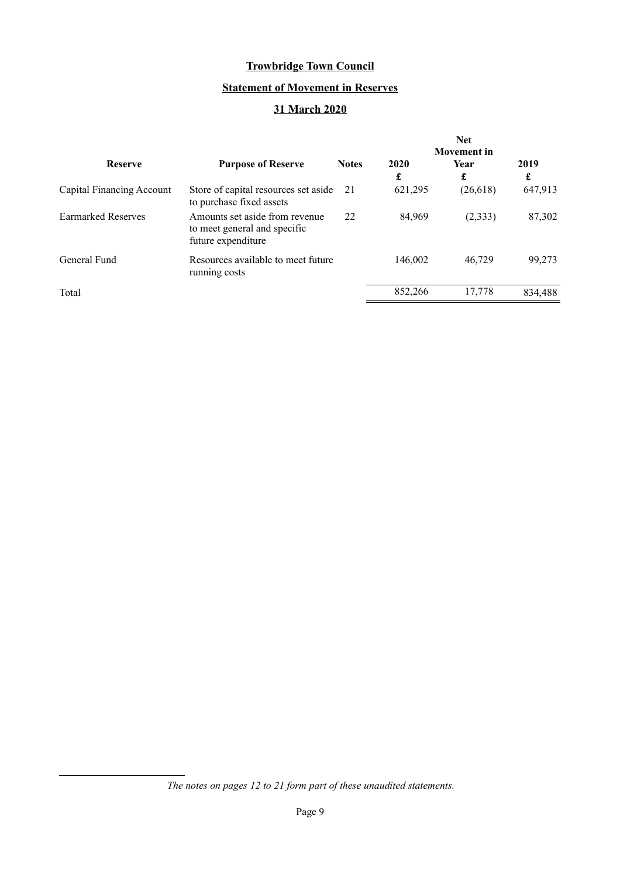# Trowbridge Town Council

## Statement of Movement in Reserves

## 31 March 2020

| Reserve | Purpose of Reserve | Notes | 2020 | Net Movement in Year | 2019 |
|---|---|---|---|---|---|
| | | | £ | £ | £ |
| Capital Financing Account | Store of capital resources set aside to purchase fixed assets | 21 | 621,295 | (26,618) | 647,913 |
| Earmarked Reserves | Amounts set aside from revenue to meet general and specific future expenditure | 22 | 84,969 | (2,333) | 87,302 |
| General Fund | Resources available to meet future running costs | | 146,002 | 46,729 | 99,273 |
| Total | | | 852,266 | 17,778 | 834,488 |

*The notes on pages 12 to 21 form part of these unaudited statements.*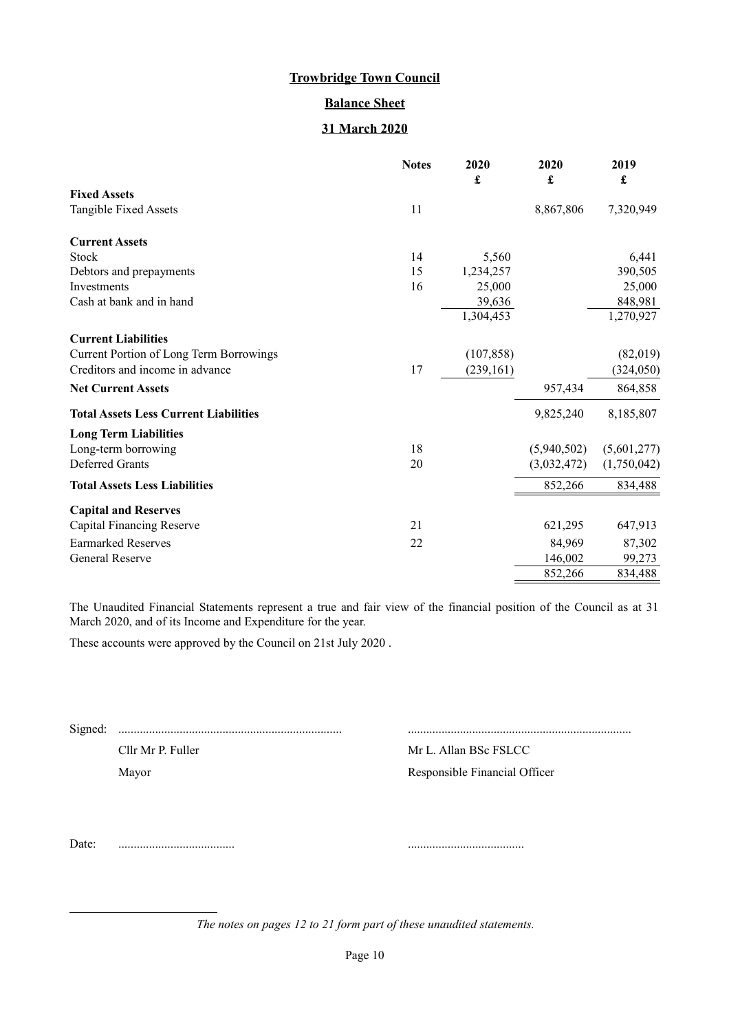# Trowbridge Town Council

## Balance Sheet

## 31 March 2020

| | Notes | 2020 £ | 2020 £ | 2019 £ |
|---|---|---|---|---|
| **Fixed Assets** | | | | |
| Tangible Fixed Assets | 11 | | 8,867,806 | 7,320,949 |
| **Current Assets** | | | | |
| Stock | 14 | 5,560 | | 6,441 |
| Debtors and prepayments | 15 | 1,234,257 | | 390,505 |
| Investments | 16 | 25,000 | | 25,000 |
| Cash at bank and in hand | | 39,636 | | 848,981 |
| | | 1,304,453 | | 1,270,927 |
| **Current Liabilities** | | | | |
| Current Portion of Long Term Borrowings | | (107,858) | | (82,019) |
| Creditors and income in advance | 17 | (239,161) | | (324,050) |
| **Net Current Assets** | | | 957,434 | 864,858 |
| **Total Assets Less Current Liabilities** | | | 9,825,240 | 8,185,807 |
| **Long Term Liabilities** | | | | |
| Long-term borrowing | 18 | | (5,940,502) | (5,601,277) |
| Deferred Grants | 20 | | (3,032,472) | (1,750,042) |
| **Total Assets Less Liabilities** | | | 852,266 | 834,488 |
| **Capital and Reserves** | | | | |
| Capital Financing Reserve | 21 | | 621,295 | 647,913 |
| Earmarked Reserves | 22 | | 84,969 | 87,302 |
| General Reserve | | | 146,002 | 99,273 |
| | | | 852,266 | 834,488 |

The Unaudited Financial Statements represent a true and fair view of the financial position of the Council as at 31 March 2020, and of its Income and Expenditure for the year.

These accounts were approved by the Council on 21st July 2020 .

Signed: ......................................................................... .........................................................................

Cllr Mr P. Fuller — Mr L. Allan BSc FSLCC

Mayor — Responsible Financial Officer

Date: ...................................... ......................................

*The notes on pages 12 to 21 form part of these unaudited statements.*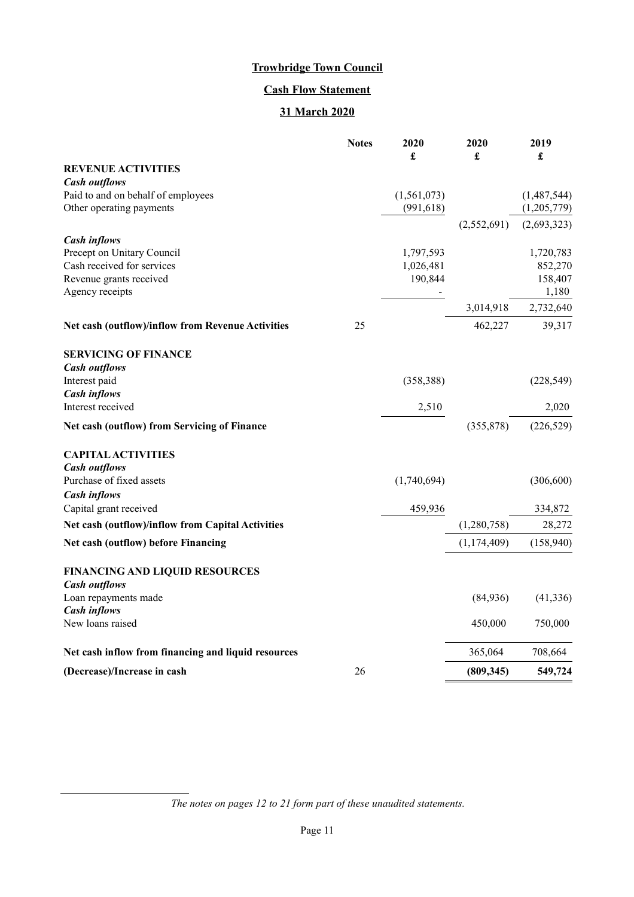# Trowbridge Town Council

## Cash Flow Statement

## 31 March 2020

| | Notes | 2020 £ | 2020 £ | 2019 £ |
|---|---|---|---|---|
| **REVENUE ACTIVITIES** | | | | |
| ***Cash outflows*** | | | | |
| Paid to and on behalf of employees | | (1,561,073) | | (1,487,544) |
| Other operating payments | | (991,618) | | (1,205,779) |
| | | | (2,552,691) | (2,693,323) |
| ***Cash inflows*** | | | | |
| Precept on Unitary Council | | 1,797,593 | | 1,720,783 |
| Cash received for services | | 1,026,481 | | 852,270 |
| Revenue grants received | | 190,844 | | 158,407 |
| Agency receipts | | - | | 1,180 |
| | | | 3,014,918 | 2,732,640 |
| **Net cash (outflow)/inflow from Revenue Activities** | 25 | | 462,227 | 39,317 |
| **SERVICING OF FINANCE** | | | | |
| ***Cash outflows*** | | | | |
| Interest paid | | (358,388) | | (228,549) |
| ***Cash inflows*** | | | | |
| Interest received | | 2,510 | | 2,020 |
| **Net cash (outflow) from Servicing of Finance** | | | (355,878) | (226,529) |
| **CAPITAL ACTIVITIES** | | | | |
| ***Cash outflows*** | | | | |
| Purchase of fixed assets | | (1,740,694) | | (306,600) |
| ***Cash inflows*** | | | | |
| Capital grant received | | 459,936 | | 334,872 |
| **Net cash (outflow)/inflow from Capital Activities** | | | (1,280,758) | 28,272 |
| **Net cash (outflow) before Financing** | | | (1,174,409) | (158,940) |
| **FINANCING AND LIQUID RESOURCES** | | | | |
| ***Cash outflows*** | | | | |
| Loan repayments made | | | (84,936) | (41,336) |
| ***Cash inflows*** | | | | |
| New loans raised | | | 450,000 | 750,000 |
| **Net cash inflow from financing and liquid resources** | | | 365,064 | 708,664 |
| **(Decrease)/Increase in cash** | 26 | | **(809,345)** | **549,724** |

*The notes on pages 12 to 21 form part of these unaudited statements.*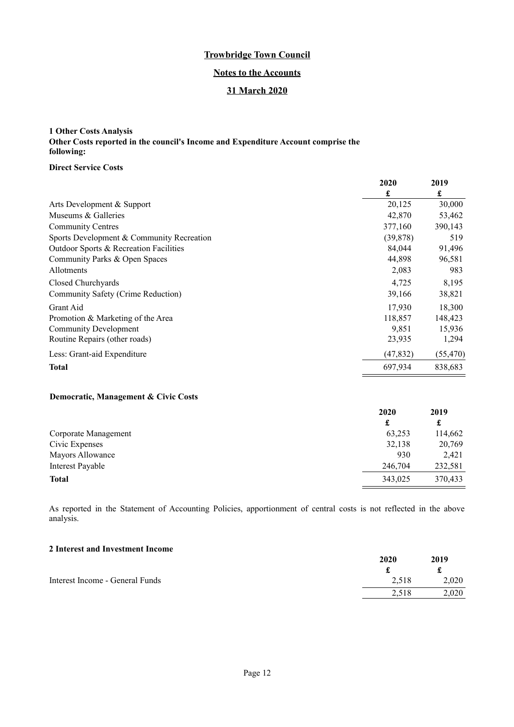# Trowbridge Town Council

## Notes to the Accounts

## 31 March 2020

### 1 Other Costs Analysis

**Other Costs reported in the council's Income and Expenditure Account comprise the following:**

**Direct Service Costs**

| | 2020 | 2019 |
|---|---|---|
| | £ | £ |
| Arts Development & Support | 20,125 | 30,000 |
| Museums & Galleries | 42,870 | 53,462 |
| Community Centres | 377,160 | 390,143 |
| Sports Development & Community Recreation | (39,878) | 519 |
| Outdoor Sports & Recreation Facilities | 84,044 | 91,496 |
| Community Parks & Open Spaces | 44,898 | 96,581 |
| Allotments | 2,083 | 983 |
| Closed Churchyards | 4,725 | 8,195 |
| Community Safety (Crime Reduction) | 39,166 | 38,821 |
| Grant Aid | 17,930 | 18,300 |
| Promotion & Marketing of the Area | 118,857 | 148,423 |
| Community Development | 9,851 | 15,936 |
| Routine Repairs (other roads) | 23,935 | 1,294 |
| Less: Grant-aid Expenditure | (47,832) | (55,470) |
| **Total** | 697,934 | 838,683 |

**Democratic, Management & Civic Costs**

| | 2020 | 2019 |
|---|---|---|
| | £ | £ |
| Corporate Management | 63,253 | 114,662 |
| Civic Expenses | 32,138 | 20,769 |
| Mayors Allowance | 930 | 2,421 |
| Interest Payable | 246,704 | 232,581 |
| **Total** | 343,025 | 370,433 |

As reported in the Statement of Accounting Policies, apportionment of central costs is not reflected in the above analysis.

### 2 Interest and Investment Income

| | 2020 | 2019 |
|---|---|---|
| | £ | £ |
| Interest Income - General Funds | 2,518 | 2,020 |
| | 2,518 | 2,020 |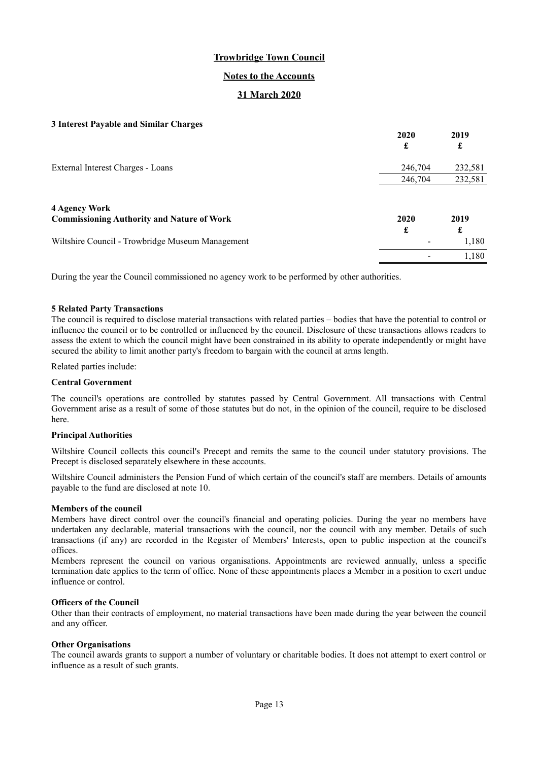# Trowbridge Town Council

## Notes to the Accounts

## 31 March 2020

### 3 Interest Payable and Similar Charges

| | 2020<br>£ | 2019<br>£ |
|---|---|---|
| External Interest Charges - Loans | 246,704 | 232,581 |
| | 246,704 | 232,581 |

### 4 Agency Work

| Commissioning Authority and Nature of Work | 2020<br>£ | 2019<br>£ |
|---|---|---|
| Wiltshire Council - Trowbridge Museum Management | - | 1,180 |
| | - | 1,180 |

During the year the Council commissioned no agency work to be performed by other authorities.

### 5 Related Party Transactions

The council is required to disclose material transactions with related parties – bodies that have the potential to control or influence the council or to be controlled or influenced by the council. Disclosure of these transactions allows readers to assess the extent to which the council might have been constrained in its ability to operate independently or might have secured the ability to limit another party's freedom to bargain with the council at arms length.

Related parties include:

**Central Government**

The council's operations are controlled by statutes passed by Central Government. All transactions with Central Government arise as a result of some of those statutes but do not, in the opinion of the council, require to be disclosed here.

**Principal Authorities**

Wiltshire Council collects this council's Precept and remits the same to the council under statutory provisions. The Precept is disclosed separately elsewhere in these accounts.

Wiltshire Council administers the Pension Fund of which certain of the council's staff are members. Details of amounts payable to the fund are disclosed at note 10.

**Members of the council**

Members have direct control over the council's financial and operating policies. During the year no members have undertaken any declarable, material transactions with the council, nor the council with any member. Details of such transactions (if any) are recorded in the Register of Members' Interests, open to public inspection at the council's offices.

Members represent the council on various organisations. Appointments are reviewed annually, unless a specific termination date applies to the term of office. None of these appointments places a Member in a position to exert undue influence or control.

**Officers of the Council**

Other than their contracts of employment, no material transactions have been made during the year between the council and any officer.

**Other Organisations**

The council awards grants to support a number of voluntary or charitable bodies. It does not attempt to exert control or influence as a result of such grants.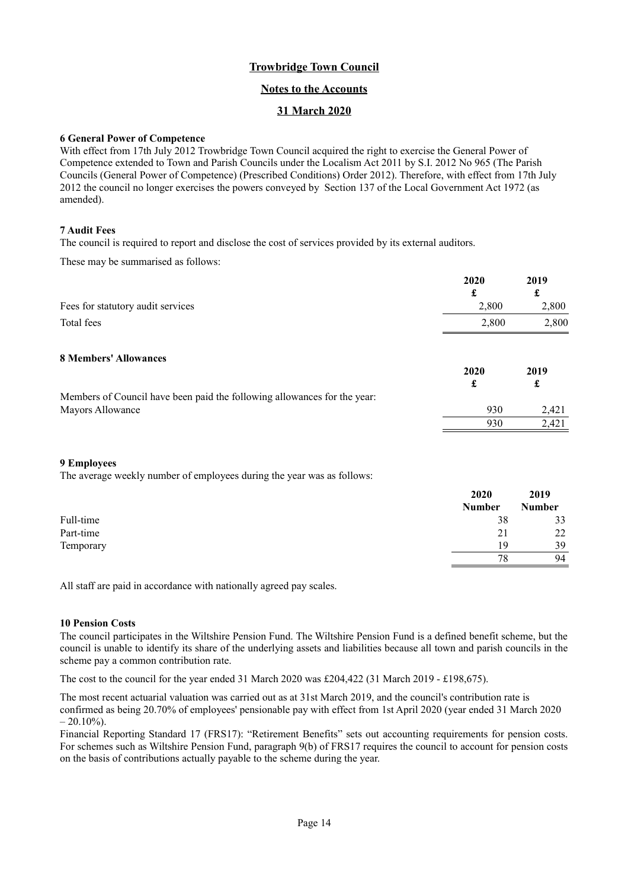**Trowbridge Town Council**

**Notes to the Accounts**

**31 March 2020**

**6 General Power of Competence**

With effect from 17th July 2012 Trowbridge Town Council acquired the right to exercise the General Power of Competence extended to Town and Parish Councils under the Localism Act 2011 by S.I. 2012 No 965 (The Parish Councils (General Power of Competence) (Prescribed Conditions) Order 2012). Therefore, with effect from 17th July 2012 the council no longer exercises the powers conveyed by Section 137 of the Local Government Act 1972 (as amended).

**7 Audit Fees**

The council is required to report and disclose the cost of services provided by its external auditors.

These may be summarised as follows:

| | 2020 £ | 2019 £ |
|---|---|---|
| Fees for statutory audit services | 2,800 | 2,800 |
| Total fees | 2,800 | 2,800 |

**8 Members' Allowances**

| | 2020 £ | 2019 £ |
|---|---|---|
| Members of Council have been paid the following allowances for the year: | | |
| Mayors Allowance | 930 | 2,421 |
| | 930 | 2,421 |

**9 Employees**

The average weekly number of employees during the year was as follows:

| | 2020 Number | 2019 Number |
|---|---|---|
| Full-time | 38 | 33 |
| Part-time | 21 | 22 |
| Temporary | 19 | 39 |
| | 78 | 94 |

All staff are paid in accordance with nationally agreed pay scales.

**10 Pension Costs**

The council participates in the Wiltshire Pension Fund. The Wiltshire Pension Fund is a defined benefit scheme, but the council is unable to identify its share of the underlying assets and liabilities because all town and parish councils in the scheme pay a common contribution rate.

The cost to the council for the year ended 31 March 2020 was £204,422 (31 March 2019 - £198,675).

The most recent actuarial valuation was carried out as at 31st March 2019, and the council's contribution rate is confirmed as being 20.70% of employees' pensionable pay with effect from 1st April 2020 (year ended 31 March 2020 – 20.10%).

Financial Reporting Standard 17 (FRS17): "Retirement Benefits" sets out accounting requirements for pension costs. For schemes such as Wiltshire Pension Fund, paragraph 9(b) of FRS17 requires the council to account for pension costs on the basis of contributions actually payable to the scheme during the year.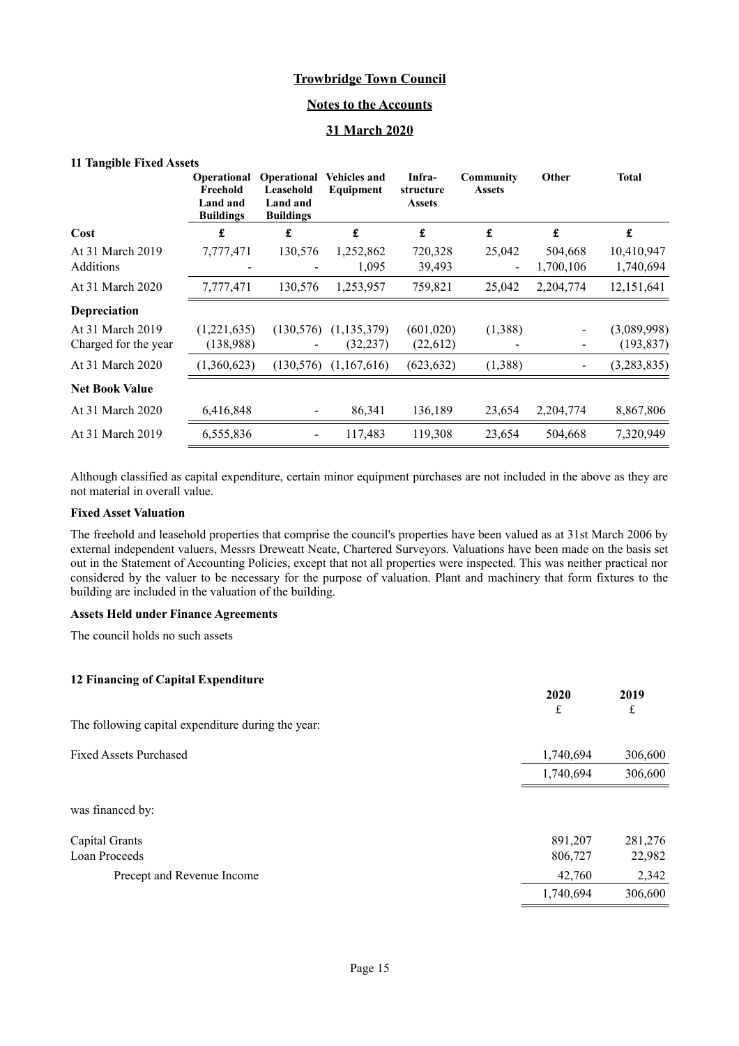**Trowbridge Town Council**

**Notes to the Accounts**

**31 March 2020**

**11 Tangible Fixed Assets**

| | Operational Freehold Land and Buildings | Operational Leasehold Land and Buildings | Vehicles and Equipment | Infra-structure Assets | Community Assets | Other | Total |
|---|---|---|---|---|---|---|---|
| **Cost** | **£** | **£** | **£** | **£** | **£** | **£** | **£** |
| At 31 March 2019 | 7,777,471 | 130,576 | 1,252,862 | 720,328 | 25,042 | 504,668 | 10,410,947 |
| Additions | - | - | 1,095 | 39,493 | - | 1,700,106 | 1,740,694 |
| At 31 March 2020 | 7,777,471 | 130,576 | 1,253,957 | 759,821 | 25,042 | 2,204,774 | 12,151,641 |
| **Depreciation** | | | | | | | |
| At 31 March 2019 | (1,221,635) | (130,576) | (1,135,379) | (601,020) | (1,388) | - | (3,089,998) |
| Charged for the year | (138,988) | - | (32,237) | (22,612) | - | - | (193,837) |
| At 31 March 2020 | (1,360,623) | (130,576) | (1,167,616) | (623,632) | (1,388) | - | (3,283,835) |
| **Net Book Value** | | | | | | | |
| At 31 March 2020 | 6,416,848 | - | 86,341 | 136,189 | 23,654 | 2,204,774 | 8,867,806 |
| At 31 March 2019 | 6,555,836 | - | 117,483 | 119,308 | 23,654 | 504,668 | 7,320,949 |

Although classified as capital expenditure, certain minor equipment purchases are not included in the above as they are not material in overall value.

**Fixed Asset Valuation**

The freehold and leasehold properties that comprise the council's properties have been valued as at 31st March 2006 by external independent valuers, Messrs Dreweatt Neate, Chartered Surveyors. Valuations have been made on the basis set out in the Statement of Accounting Policies, except that not all properties were inspected. This was neither practical nor considered by the valuer to be necessary for the purpose of valuation. Plant and machinery that form fixtures to the building are included in the valuation of the building.

**Assets Held under Finance Agreements**

The council holds no such assets

**12 Financing of Capital Expenditure**

| | 2020 | 2019 |
|---|---|---|
| | £ | £ |
| The following capital expenditure during the year: | | |
| Fixed Assets Purchased | 1,740,694 | 306,600 |
| | 1,740,694 | 306,600 |
| was financed by: | | |
| Capital Grants | 891,207 | 281,276 |
| Loan Proceeds | 806,727 | 22,982 |
| Precept and Revenue Income | 42,760 | 2,342 |
| | 1,740,694 | 306,600 |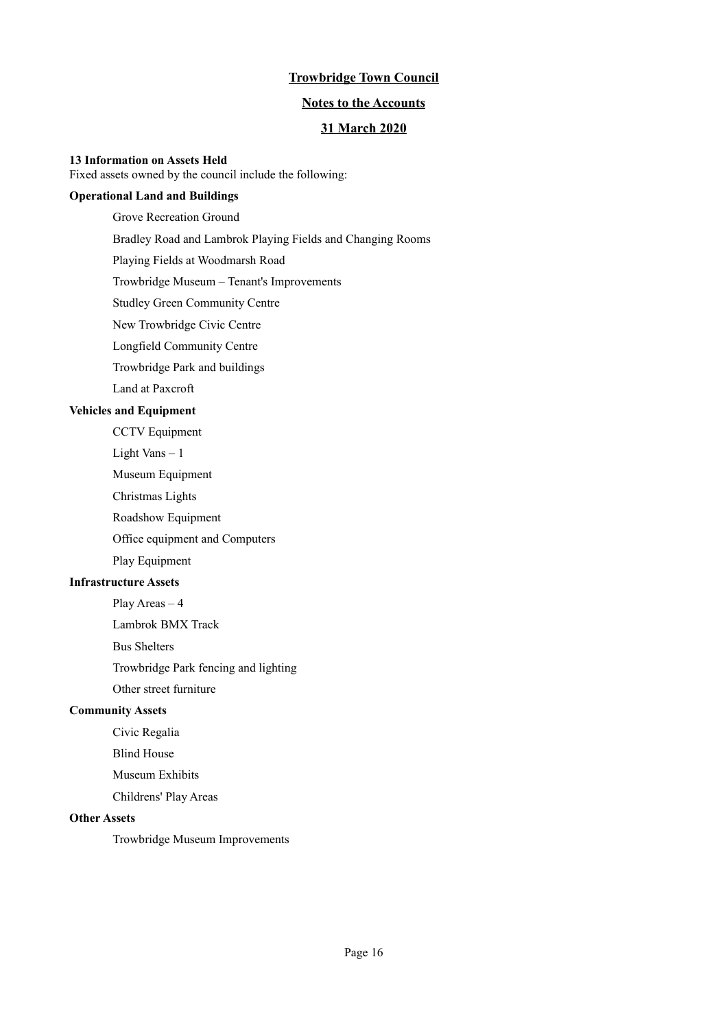# Trowbridge Town Council

## Notes to the Accounts

## 31 March 2020

**13 Information on Assets Held**

Fixed assets owned by the council include the following:

**Operational Land and Buildings**

- Grove Recreation Ground
- Bradley Road and Lambrok Playing Fields and Changing Rooms
- Playing Fields at Woodmarsh Road
- Trowbridge Museum – Tenant's Improvements
- Studley Green Community Centre
- New Trowbridge Civic Centre
- Longfield Community Centre
- Trowbridge Park and buildings
- Land at Paxcroft

**Vehicles and Equipment**

- CCTV Equipment
- Light Vans – 1
- Museum Equipment
- Christmas Lights
- Roadshow Equipment
- Office equipment and Computers
- Play Equipment

**Infrastructure Assets**

- Play Areas – 4
- Lambrok BMX Track
- Bus Shelters
- Trowbridge Park fencing and lighting
- Other street furniture

**Community Assets**

- Civic Regalia
- Blind House
- Museum Exhibits
- Childrens' Play Areas

**Other Assets**

- Trowbridge Museum Improvements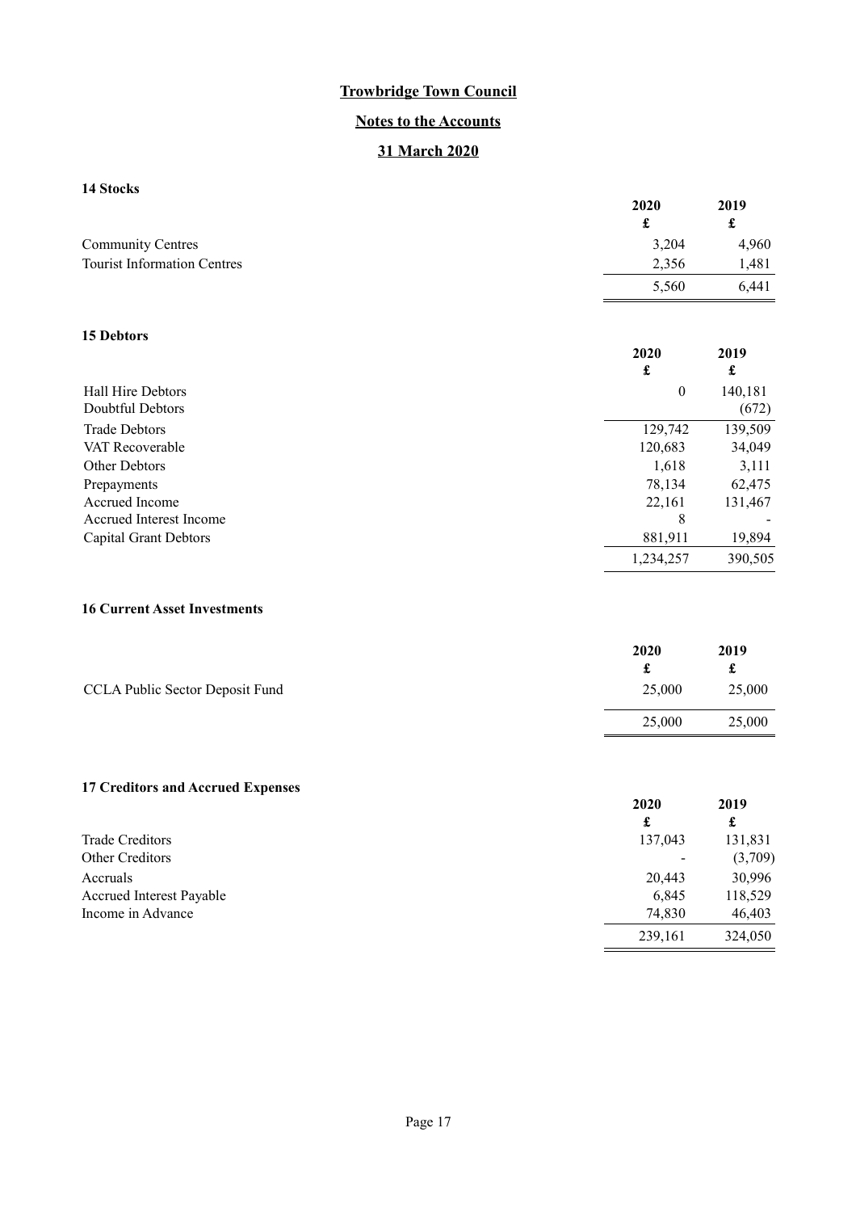**Trowbridge Town Council**

**Notes to the Accounts**

**31 March 2020**

### 14 Stocks

| | 2020 | 2019 |
|---|---|---|
| | £ | £ |
| Community Centres | 3,204 | 4,960 |
| Tourist Information Centres | 2,356 | 1,481 |
| | 5,560 | 6,441 |

### 15 Debtors

| | 2020 | 2019 |
|---|---|---|
| | £ | £ |
| Hall Hire Debtors | 0 | 140,181 |
| Doubtful Debtors | | (672) |
| Trade Debtors | 129,742 | 139,509 |
| VAT Recoverable | 120,683 | 34,049 |
| Other Debtors | 1,618 | 3,111 |
| Prepayments | 78,134 | 62,475 |
| Accrued Income | 22,161 | 131,467 |
| Accrued Interest Income | 8 | - |
| Capital Grant Debtors | 881,911 | 19,894 |
| | 1,234,257 | 390,505 |

### 16 Current Asset Investments

| | 2020 | 2019 |
|---|---|---|
| | £ | £ |
| CCLA Public Sector Deposit Fund | 25,000 | 25,000 |
| | 25,000 | 25,000 |

### 17 Creditors and Accrued Expenses

| | 2020 | 2019 |
|---|---|---|
| | £ | £ |
| Trade Creditors | 137,043 | 131,831 |
| Other Creditors | - | (3,709) |
| Accruals | 20,443 | 30,996 |
| Accrued Interest Payable | 6,845 | 118,529 |
| Income in Advance | 74,830 | 46,403 |
| | 239,161 | 324,050 |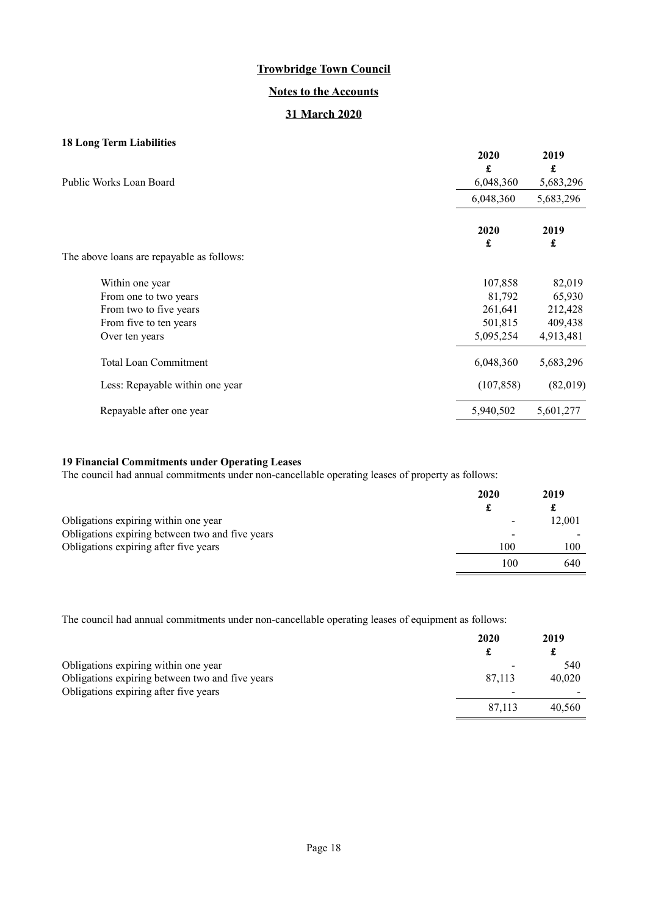**Trowbridge Town Council**

**Notes to the Accounts**

**31 March 2020**

**18 Long Term Liabilities**

| | 2020 £ | 2019 £ |
|---|---|---|
| Public Works Loan Board | 6,048,360 | 5,683,296 |
| | 6,048,360 | 5,683,296 |

| The above loans are repayable as follows: | 2020 £ | 2019 £ |
|---|---|---|
| Within one year | 107,858 | 82,019 |
| From one to two years | 81,792 | 65,930 |
| From two to five years | 261,641 | 212,428 |
| From five to ten years | 501,815 | 409,438 |
| Over ten years | 5,095,254 | 4,913,481 |
| Total Loan Commitment | 6,048,360 | 5,683,296 |
| Less: Repayable within one year | (107,858) | (82,019) |
| Repayable after one year | 5,940,502 | 5,601,277 |

**19 Financial Commitments under Operating Leases**

The council had annual commitments under non-cancellable operating leases of property as follows:

| | 2020 £ | 2019 £ |
|---|---|---|
| Obligations expiring within one year | - | 12,001 |
| Obligations expiring between two and five years | - | - |
| Obligations expiring after five years | 100 | 100 |
| | 100 | 640 |

The council had annual commitments under non-cancellable operating leases of equipment as follows:

| | 2020 £ | 2019 £ |
|---|---|---|
| Obligations expiring within one year | - | 540 |
| Obligations expiring between two and five years | 87,113 | 40,020 |
| Obligations expiring after five years | - | - |
| | 87,113 | 40,560 |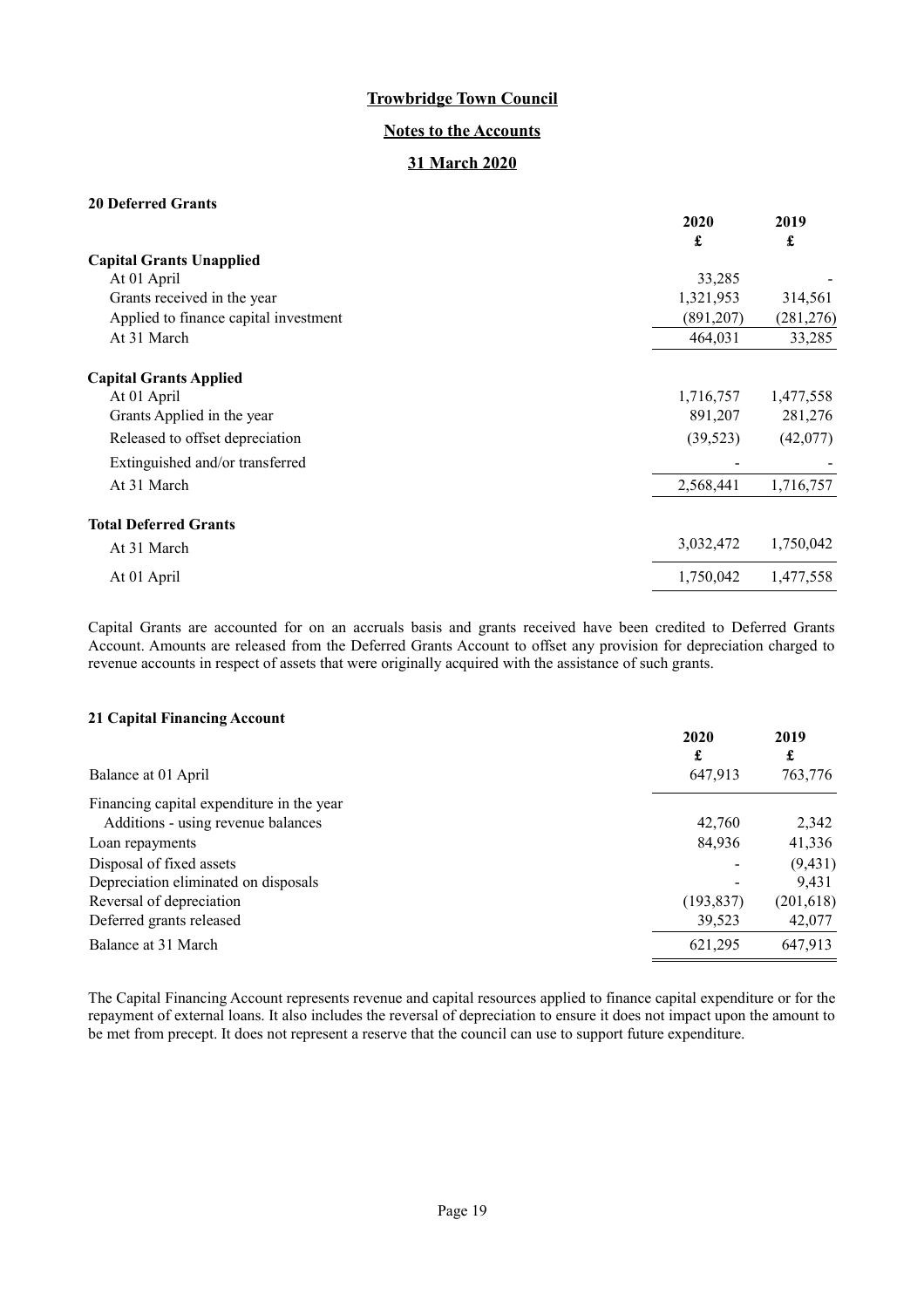# Trowbridge Town Council

## Notes to the Accounts

## 31 March 2020

### 20 Deferred Grants

| | 2020 | 2019 |
|---|---|---|
| | £ | £ |
| **Capital Grants Unapplied** | | |
| At 01 April | 33,285 | - |
| Grants received in the year | 1,321,953 | 314,561 |
| Applied to finance capital investment | (891,207) | (281,276) |
| At 31 March | 464,031 | 33,285 |
| **Capital Grants Applied** | | |
| At 01 April | 1,716,757 | 1,477,558 |
| Grants Applied in the year | 891,207 | 281,276 |
| Released to offset depreciation | (39,523) | (42,077) |
| Extinguished and/or transferred | - | - |
| At 31 March | 2,568,441 | 1,716,757 |
| **Total Deferred Grants** | | |
| At 31 March | 3,032,472 | 1,750,042 |
| At 01 April | 1,750,042 | 1,477,558 |

Capital Grants are accounted for on an accruals basis and grants received have been credited to Deferred Grants Account. Amounts are released from the Deferred Grants Account to offset any provision for depreciation charged to revenue accounts in respect of assets that were originally acquired with the assistance of such grants.

### 21 Capital Financing Account

| | 2020 | 2019 |
|---|---|---|
| | £ | £ |
| Balance at 01 April | 647,913 | 763,776 |
| Financing capital expenditure in the year | | |
| Additions - using revenue balances | 42,760 | 2,342 |
| Loan repayments | 84,936 | 41,336 |
| Disposal of fixed assets | - | (9,431) |
| Depreciation eliminated on disposals | - | 9,431 |
| Reversal of depreciation | (193,837) | (201,618) |
| Deferred grants released | 39,523 | 42,077 |
| Balance at 31 March | 621,295 | 647,913 |

The Capital Financing Account represents revenue and capital resources applied to finance capital expenditure or for the repayment of external loans. It also includes the reversal of depreciation to ensure it does not impact upon the amount to be met from precept. It does not represent a reserve that the council can use to support future expenditure.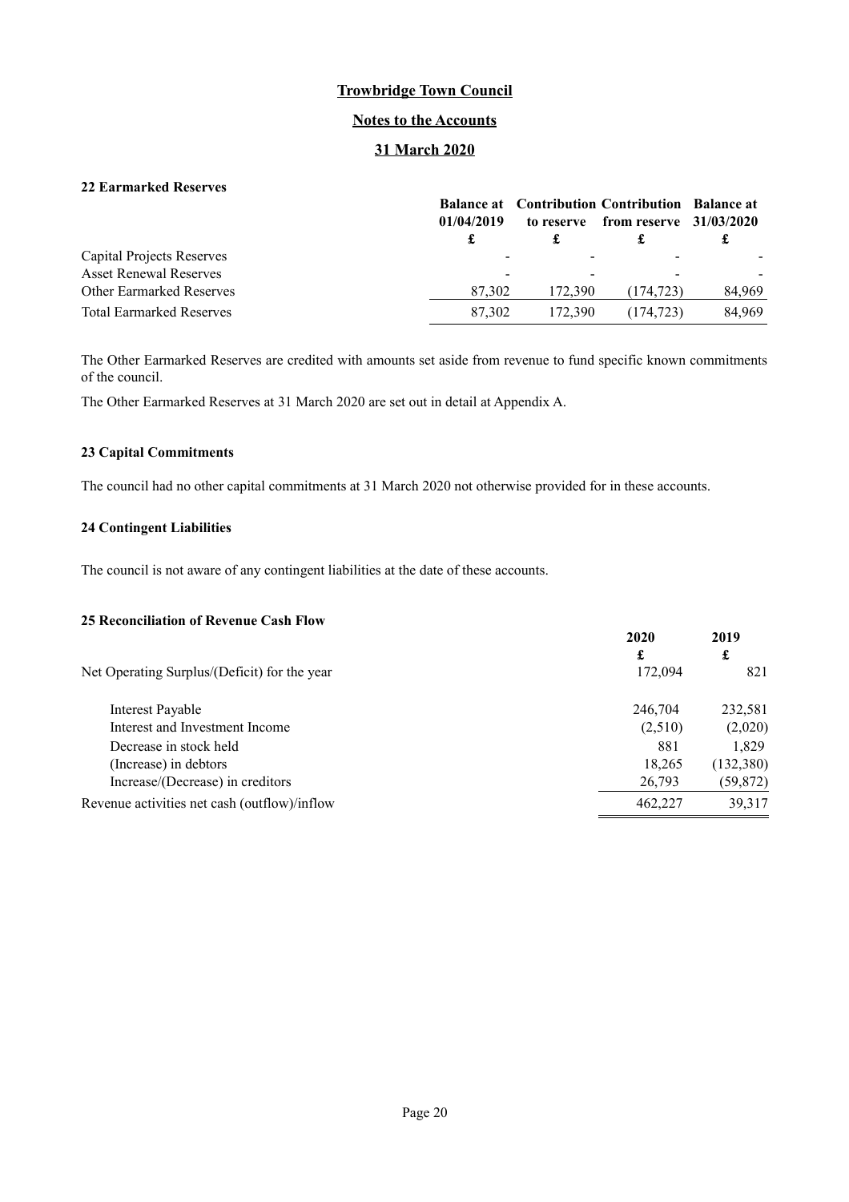# Trowbridge Town Council

## Notes to the Accounts

## 31 March 2020

### 22 Earmarked Reserves

| | Balance at 01/04/2019 | Contribution to reserve | Contribution from reserve | Balance at 31/03/2020 |
|---|---|---|---|---|
| | £ | £ | £ | £ |
| Capital Projects Reserves | - | - | - | - |
| Asset Renewal Reserves | - | - | - | - |
| Other Earmarked Reserves | 87,302 | 172,390 | (174,723) | 84,969 |
| Total Earmarked Reserves | 87,302 | 172,390 | (174,723) | 84,969 |

The Other Earmarked Reserves are credited with amounts set aside from revenue to fund specific known commitments of the council.

The Other Earmarked Reserves at 31 March 2020 are set out in detail at Appendix A.

### 23 Capital Commitments

The council had no other capital commitments at 31 March 2020 not otherwise provided for in these accounts.

### 24 Contingent Liabilities

The council is not aware of any contingent liabilities at the date of these accounts.

### 25 Reconciliation of Revenue Cash Flow

| | 2020 | 2019 |
|---|---|---|
| | £ | £ |
| Net Operating Surplus/(Deficit) for the year | 172,094 | 821 |
| Interest Payable | 246,704 | 232,581 |
| Interest and Investment Income | (2,510) | (2,020) |
| Decrease in stock held | 881 | 1,829 |
| (Increase) in debtors | 18,265 | (132,380) |
| Increase/(Decrease) in creditors | 26,793 | (59,872) |
| Revenue activities net cash (outflow)/inflow | 462,227 | 39,317 |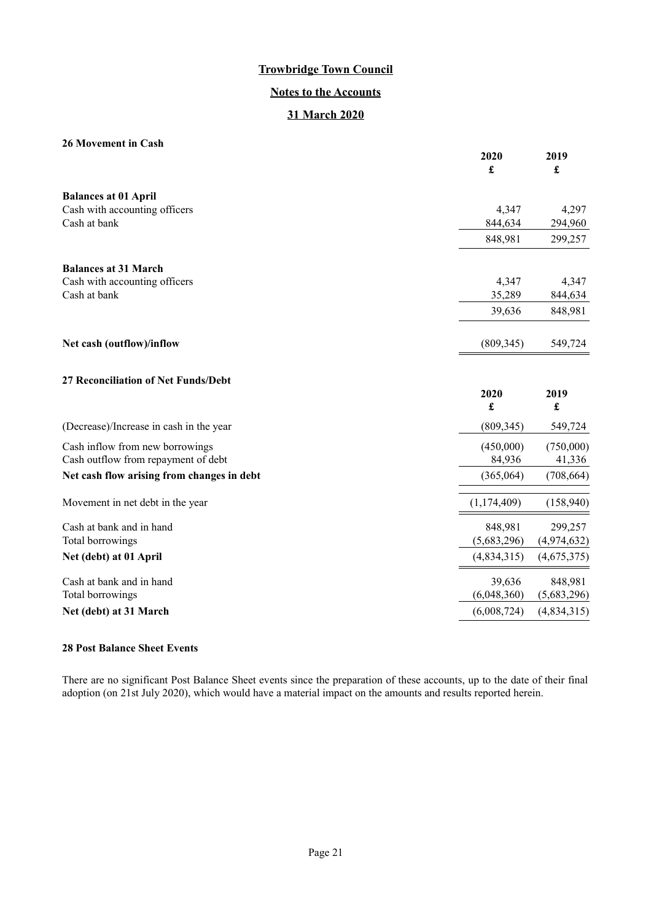# Trowbridge Town Council

## Notes to the Accounts

## 31 March 2020

### 26 Movement in Cash

| | 2020 £ | 2019 £ |
|---|---|---|
| **Balances at 01 April** | | |
| Cash with accounting officers | 4,347 | 4,297 |
| Cash at bank | 844,634 | 294,960 |
| | 848,981 | 299,257 |
| **Balances at 31 March** | | |
| Cash with accounting officers | 4,347 | 4,347 |
| Cash at bank | 35,289 | 844,634 |
| | 39,636 | 848,981 |
| **Net cash (outflow)/inflow** | (809,345) | 549,724 |

### 27 Reconciliation of Net Funds/Debt

| | 2020 £ | 2019 £ |
|---|---|---|
| (Decrease)/Increase in cash in the year | (809,345) | 549,724 |
| Cash inflow from new borrowings | (450,000) | (750,000) |
| Cash outflow from repayment of debt | 84,936 | 41,336 |
| **Net cash flow arising from changes in debt** | (365,064) | (708,664) |
| Movement in net debt in the year | (1,174,409) | (158,940) |
| Cash at bank and in hand | 848,981 | 299,257 |
| Total borrowings | (5,683,296) | (4,974,632) |
| **Net (debt) at 01 April** | (4,834,315) | (4,675,375) |
| Cash at bank and in hand | 39,636 | 848,981 |
| Total borrowings | (6,048,360) | (5,683,296) |
| **Net (debt) at 31 March** | (6,008,724) | (4,834,315) |

### 28 Post Balance Sheet Events

There are no significant Post Balance Sheet events since the preparation of these accounts, up to the date of their final adoption (on 21st July 2020), which would have a material impact on the amounts and results reported herein.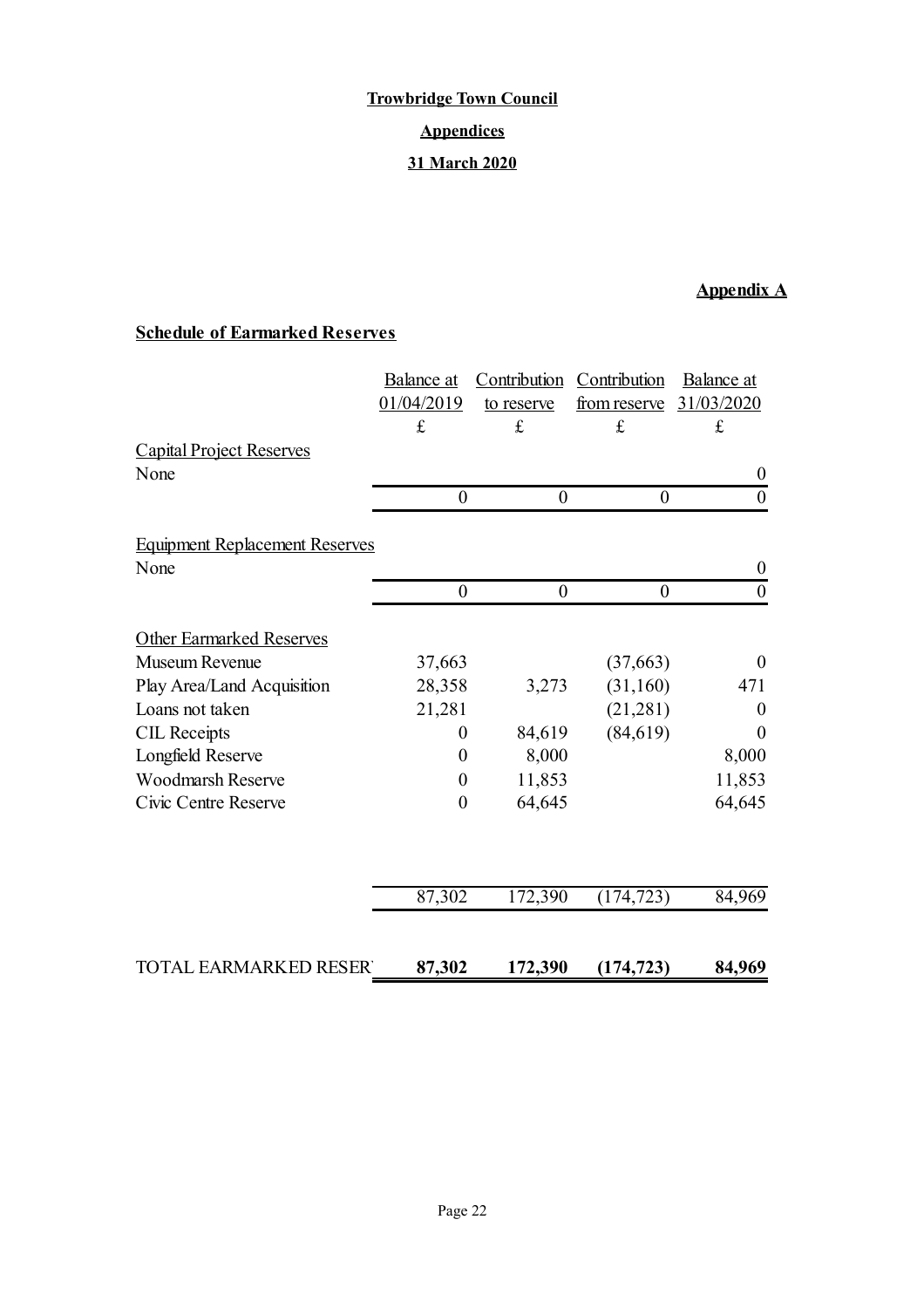**Trowbridge Town Council**

**Appendices**

**31 March 2020**

**Appendix A**

**Schedule of Earmarked Reserves**

| | Balance at 01/04/2019 | Contribution to reserve | Contribution from reserve | Balance at 31/03/2020 |
|---|---|---|---|---|
| | £ | £ | £ | £ |
| Capital Project Reserves | | | | |
| None | | | | 0 |
| | 0 | 0 | 0 | 0 |
| Equipment Replacement Reserves | | | | |
| None | | | | 0 |
| | 0 | 0 | 0 | 0 |
| Other Earmarked Reserves | | | | |
| Museum Revenue | 37,663 | | (37,663) | 0 |
| Play Area/Land Acquisition | 28,358 | 3,273 | (31,160) | 471 |
| Loans not taken | 21,281 | | (21,281) | 0 |
| CIL Receipts | 0 | 84,619 | (84,619) | 0 |
| Longfield Reserve | 0 | 8,000 | | 8,000 |
| Woodmarsh Reserve | 0 | 11,853 | | 11,853 |
| Civic Centre Reserve | 0 | 64,645 | | 64,645 |
| | 87,302 | 172,390 | (174,723) | 84,969 |
| **TOTAL EARMARKED RESER** | **87,302** | **172,390** | **(174,723)** | **84,969** |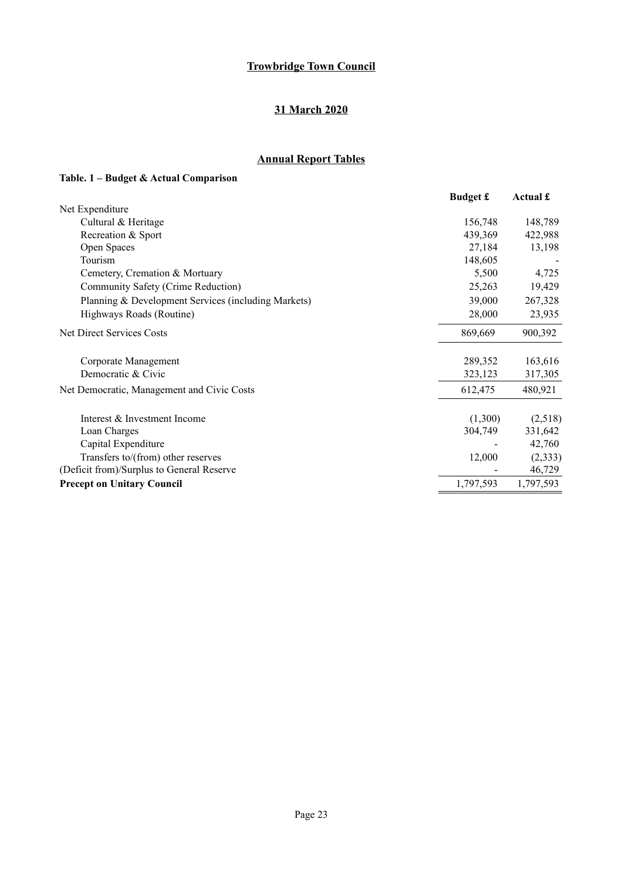# Trowbridge Town Council

## 31 March 2020

## Annual Report Tables

### Table. 1 – Budget & Actual Comparison

| | Budget £ | Actual £ |
|---|---|---|
| Net Expenditure | | |
| Cultural & Heritage | 156,748 | 148,789 |
| Recreation & Sport | 439,369 | 422,988 |
| Open Spaces | 27,184 | 13,198 |
| Tourism | 148,605 | - |
| Cemetery, Cremation & Mortuary | 5,500 | 4,725 |
| Community Safety (Crime Reduction) | 25,263 | 19,429 |
| Planning & Development Services (including Markets) | 39,000 | 267,328 |
| Highways Roads (Routine) | 28,000 | 23,935 |
| Net Direct Services Costs | 869,669 | 900,392 |
| Corporate Management | 289,352 | 163,616 |
| Democratic & Civic | 323,123 | 317,305 |
| Net Democratic, Management and Civic Costs | 612,475 | 480,921 |
| Interest & Investment Income | (1,300) | (2,518) |
| Loan Charges | 304,749 | 331,642 |
| Capital Expenditure | - | 42,760 |
| Transfers to/(from) other reserves | 12,000 | (2,333) |
| (Deficit from)/Surplus to General Reserve | - | 46,729 |
| **Precept on Unitary Council** | 1,797,593 | 1,797,593 |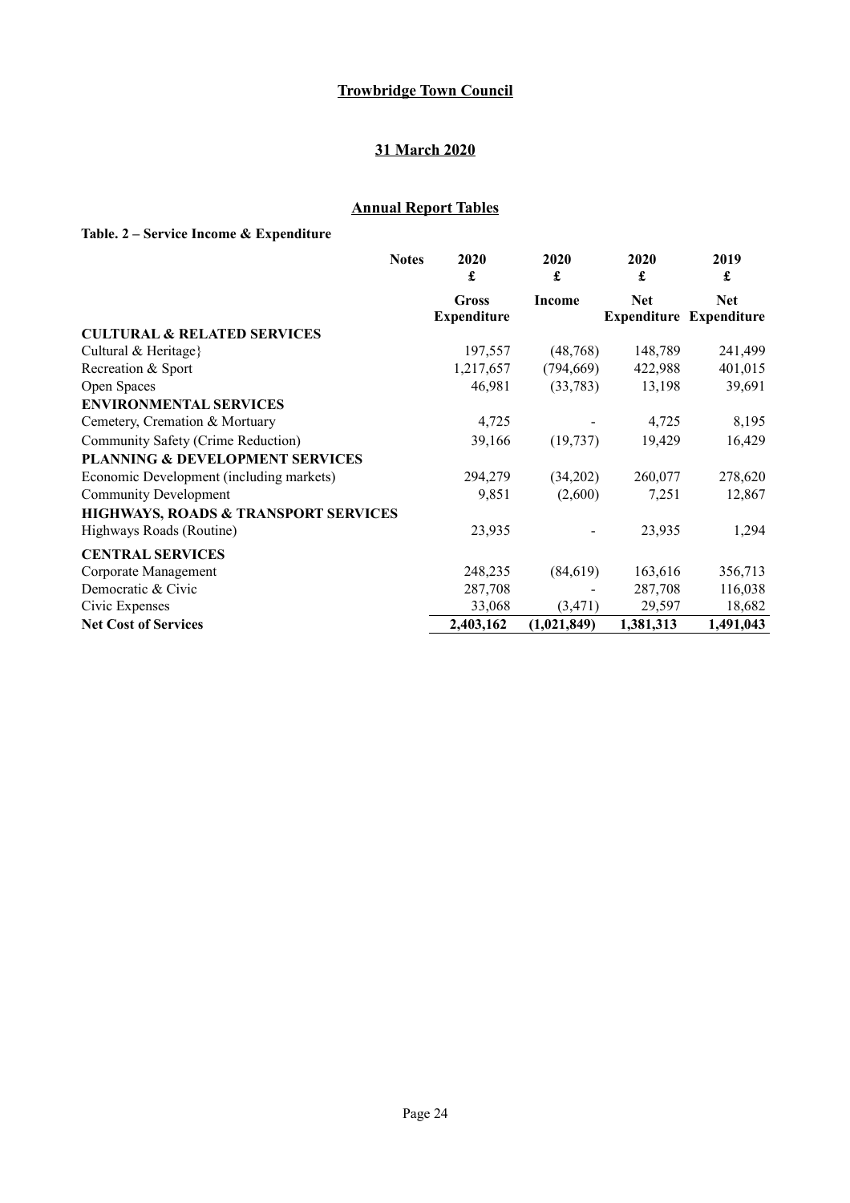**Trowbridge Town Council**

**31 March 2020**

**Annual Report Tables**

**Table. 2 – Service Income & Expenditure**

| | Notes | 2020 £ Gross Expenditure | 2020 £ Income | 2020 £ Net Expenditure | 2019 £ Net Expenditure |
|---|---|---|---|---|---|
| **CULTURAL & RELATED SERVICES** | | | | | |
| Cultural & Heritage} | | 197,557 | (48,768) | 148,789 | 241,499 |
| Recreation & Sport | | 1,217,657 | (794,669) | 422,988 | 401,015 |
| Open Spaces | | 46,981 | (33,783) | 13,198 | 39,691 |
| **ENVIRONMENTAL SERVICES** | | | | | |
| Cemetery, Cremation & Mortuary | | 4,725 | - | 4,725 | 8,195 |
| Community Safety (Crime Reduction) | | 39,166 | (19,737) | 19,429 | 16,429 |
| **PLANNING & DEVELOPMENT SERVICES** | | | | | |
| Economic Development (including markets) | | 294,279 | (34,202) | 260,077 | 278,620 |
| Community Development | | 9,851 | (2,600) | 7,251 | 12,867 |
| **HIGHWAYS, ROADS & TRANSPORT SERVICES** | | | | | |
| Highways Roads (Routine) | | 23,935 | - | 23,935 | 1,294 |
| **CENTRAL SERVICES** | | | | | |
| Corporate Management | | 248,235 | (84,619) | 163,616 | 356,713 |
| Democratic & Civic | | 287,708 | - | 287,708 | 116,038 |
| Civic Expenses | | 33,068 | (3,471) | 29,597 | 18,682 |
| **Net Cost of Services** | | **2,403,162** | **(1,021,849)** | **1,381,313** | **1,491,043** |